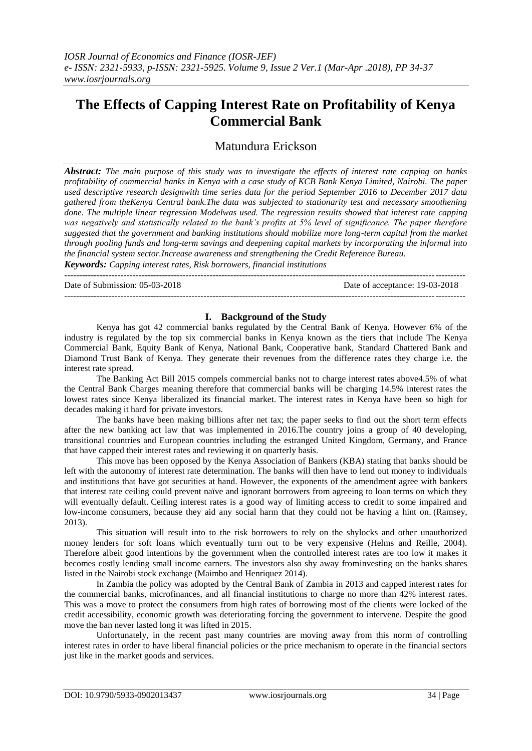# The Effects of Capping Interest Rate on Profitability of Kenya Commercial Bank

Matundura Erickson

***Abstract:*** *The main purpose of this study was to investigate the effects of interest rate capping on banks profitability of commercial banks in Kenya with a case study of KCB Bank Kenya Limited, Nairobi. The paper used descriptive research designwith time series data for the period September 2016 to December 2017 data gathered from theKenya Central bank.The data was subjected to stationarity test and necessary smoothening done. The multiple linear regression Modelwas used. The regression results showed that interest rate capping was negatively and statistically related to the bank's profits at 5% level of significance. The paper therefore suggested that the government and banking institutions should mobilize more long-term capital from the market through pooling funds and long-term savings and deepening capital markets by incorporating the informal into the financial system sector.Increase awareness and strengthening the Credit Reference Bureau.*

***Keywords:*** *Capping interest rates, Risk borrowers, financial institutions*

Date of Submission: 05-03-2018 Date of acceptance: 19-03-2018

## I. Background of the Study

Kenya has got 42 commercial banks regulated by the Central Bank of Kenya. However 6% of the industry is regulated by the top six commercial banks in Kenya known as the tiers that include The Kenya Commercial Bank, Equity Bank of Kenya, National Bank, Cooperative bank, Standard Chattered Bank and Diamond Trust Bank of Kenya. They generate their revenues from the difference rates they charge i.e. the interest rate spread.

The Banking Act Bill 2015 compels commercial banks not to charge interest rates above4.5% of what the Central Bank Charges meaning therefore that commercial banks will be charging 14.5% interest rates the lowest rates since Kenya liberalized its financial market. The interest rates in Kenya have been so high for decades making it hard for private investors.

The banks have been making billions after net tax; the paper seeks to find out the short term effects after the new banking act law that was implemented in 2016.The country joins a group of 40 developing, transitional countries and European countries including the estranged United Kingdom, Germany, and France that have capped their interest rates and reviewing it on quarterly basis.

This move has been opposed by the Kenya Association of Bankers (KBA) stating that banks should be left with the autonomy of interest rate determination. The banks will then have to lend out money to individuals and institutions that have got securities at hand. However, the exponents of the amendment agree with bankers that interest rate ceiling could prevent naïve and ignorant borrowers from agreeing to loan terms on which they will eventually default. Ceiling interest rates is a good way of limiting access to credit to some impaired and low-income consumers, because they aid any social harm that they could not be having a hint on. (Ramsey, 2013).

This situation will result into to the risk borrowers to rely on the shylocks and other unauthorized money lenders for soft loans which eventually turn out to be very expensive (Helms and Reille, 2004). Therefore albeit good intentions by the government when the controlled interest rates are too low it makes it becomes costly lending small income earners. The investors also shy away frominvesting on the banks shares listed in the Nairobi stock exchange (Maimbo and Henriquez 2014).

In Zambia the policy was adopted by the Central Bank of Zambia in 2013 and capped interest rates for the commercial banks, microfinances, and all financial institutions to charge no more than 42% interest rates. This was a move to protect the consumers from high rates of borrowing most of the clients were locked of the credit accessibility, economic growth was deteriorating forcing the government to intervene. Despite the good move the ban never lasted long it was lifted in 2015.

Unfortunately, in the recent past many countries are moving away from this norm of controlling interest rates in order to have liberal financial policies or the price mechanism to operate in the financial sectors just like in the market goods and services.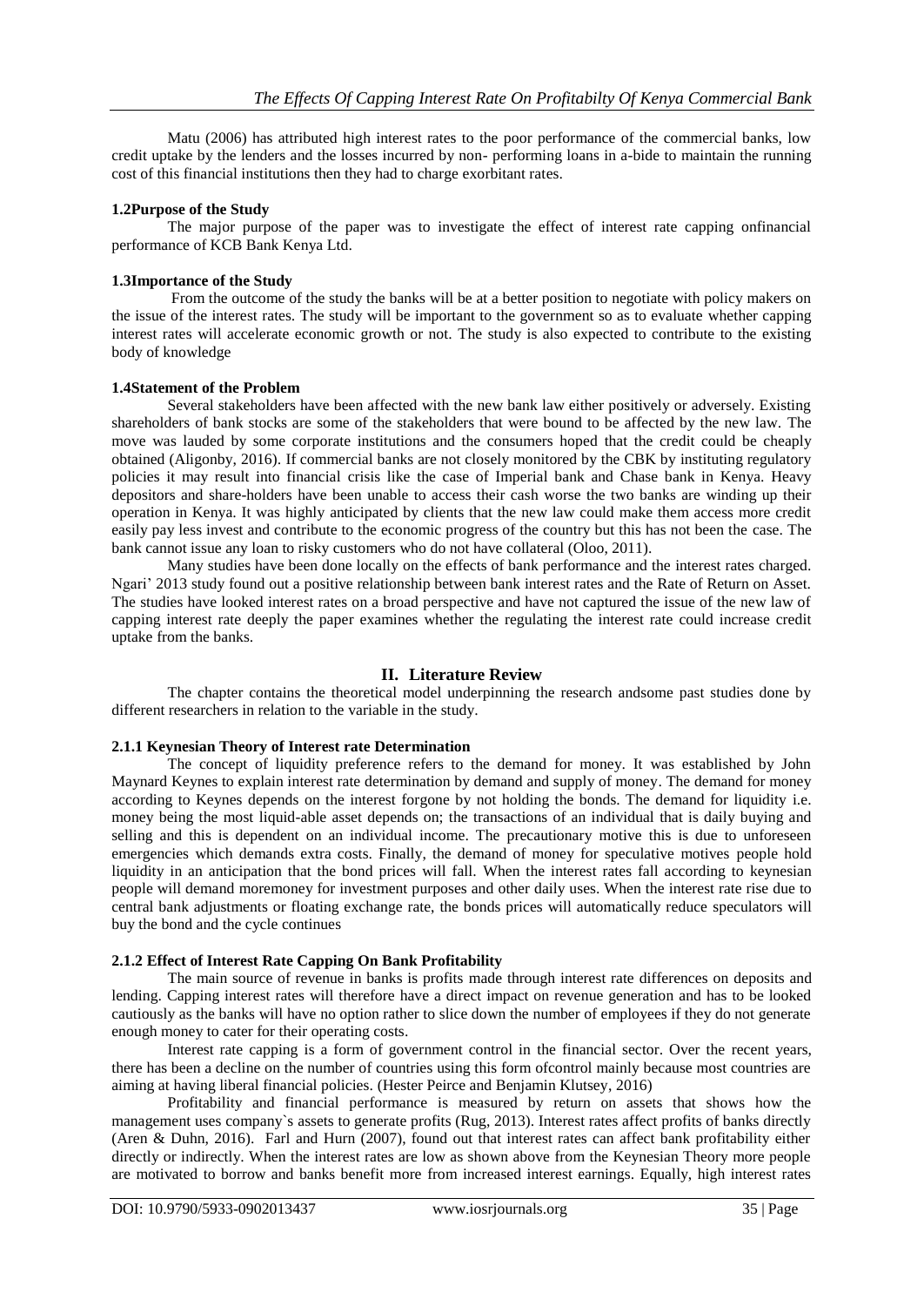Matu (2006) has attributed high interest rates to the poor performance of the commercial banks, low credit uptake by the lenders and the losses incurred by non- performing loans in a-bide to maintain the running cost of this financial institutions then they had to charge exorbitant rates.

### 1.2Purpose of the Study

The major purpose of the paper was to investigate the effect of interest rate capping onfinancial performance of KCB Bank Kenya Ltd.

### 1.3Importance of the Study

From the outcome of the study the banks will be at a better position to negotiate with policy makers on the issue of the interest rates. The study will be important to the government so as to evaluate whether capping interest rates will accelerate economic growth or not. The study is also expected to contribute to the existing body of knowledge

### 1.4Statement of the Problem

Several stakeholders have been affected with the new bank law either positively or adversely. Existing shareholders of bank stocks are some of the stakeholders that were bound to be affected by the new law. The move was lauded by some corporate institutions and the consumers hoped that the credit could be cheaply obtained (Aligonby, 2016). If commercial banks are not closely monitored by the CBK by instituting regulatory policies it may result into financial crisis like the case of Imperial bank and Chase bank in Kenya. Heavy depositors and share-holders have been unable to access their cash worse the two banks are winding up their operation in Kenya. It was highly anticipated by clients that the new law could make them access more credit easily pay less invest and contribute to the economic progress of the country but this has not been the case. The bank cannot issue any loan to risky customers who do not have collateral (Oloo, 2011).

Many studies have been done locally on the effects of bank performance and the interest rates charged. Ngari' 2013 study found out a positive relationship between bank interest rates and the Rate of Return on Asset. The studies have looked interest rates on a broad perspective and have not captured the issue of the new law of capping interest rate deeply the paper examines whether the regulating the interest rate could increase credit uptake from the banks.

## II. Literature Review

The chapter contains the theoretical model underpinning the research andsome past studies done by different researchers in relation to the variable in the study.

### 2.1.1 Keynesian Theory of Interest rate Determination

The concept of liquidity preference refers to the demand for money. It was established by John Maynard Keynes to explain interest rate determination by demand and supply of money. The demand for money according to Keynes depends on the interest forgone by not holding the bonds. The demand for liquidity i.e. money being the most liquid-able asset depends on; the transactions of an individual that is daily buying and selling and this is dependent on an individual income. The precautionary motive this is due to unforeseen emergencies which demands extra costs. Finally, the demand of money for speculative motives people hold liquidity in an anticipation that the bond prices will fall. When the interest rates fall according to keynesian people will demand moremoney for investment purposes and other daily uses. When the interest rate rise due to central bank adjustments or floating exchange rate, the bonds prices will automatically reduce speculators will buy the bond and the cycle continues

### 2.1.2 Effect of Interest Rate Capping On Bank Profitability

The main source of revenue in banks is profits made through interest rate differences on deposits and lending. Capping interest rates will therefore have a direct impact on revenue generation and has to be looked cautiously as the banks will have no option rather to slice down the number of employees if they do not generate enough money to cater for their operating costs.

Interest rate capping is a form of government control in the financial sector. Over the recent years, there has been a decline on the number of countries using this form ofcontrol mainly because most countries are aiming at having liberal financial policies. (Hester Peirce and Benjamin Klutsey, 2016)

Profitability and financial performance is measured by return on assets that shows how the management uses company`s assets to generate profits (Rug, 2013). Interest rates affect profits of banks directly (Aren & Duhn, 2016). Farl and Hurn (2007), found out that interest rates can affect bank profitability either directly or indirectly. When the interest rates are low as shown above from the Keynesian Theory more people are motivated to borrow and banks benefit more from increased interest earnings. Equally, high interest rates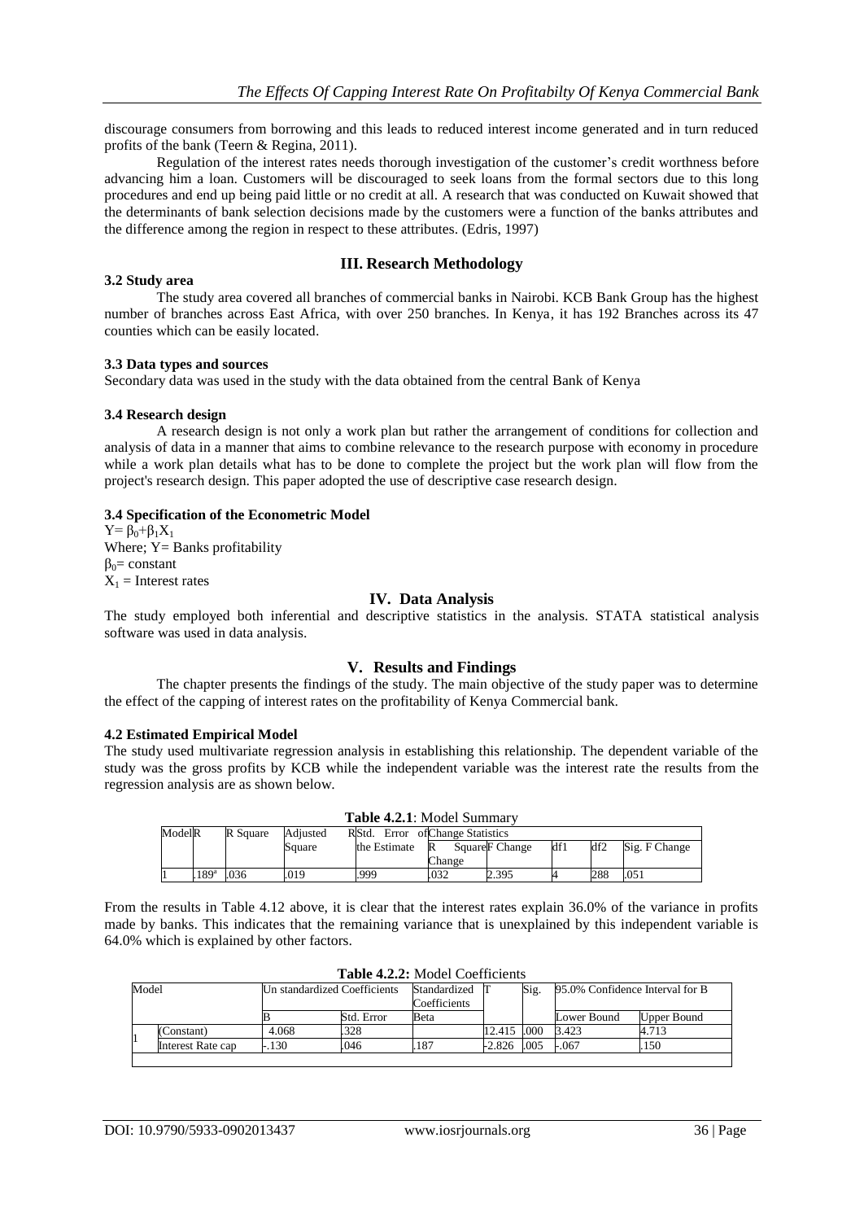discourage consumers from borrowing and this leads to reduced interest income generated and in turn reduced profits of the bank (Teern & Regina, 2011).

Regulation of the interest rates needs thorough investigation of the customer's credit worthness before advancing him a loan. Customers will be discouraged to seek loans from the formal sectors due to this long procedures and end up being paid little or no credit at all. A research that was conducted on Kuwait showed that the determinants of bank selection decisions made by the customers were a function of the banks attributes and the difference among the region in respect to these attributes. (Edris, 1997)

## III. Research Methodology

### 3.2 Study area

The study area covered all branches of commercial banks in Nairobi. KCB Bank Group has the highest number of branches across East Africa, with over 250 branches. In Kenya, it has 192 Branches across its 47 counties which can be easily located.

### 3.3 Data types and sources

Secondary data was used in the study with the data obtained from the central Bank of Kenya

### 3.4 Research design

A research design is not only a work plan but rather the arrangement of conditions for collection and analysis of data in a manner that aims to combine relevance to the research purpose with economy in procedure while a work plan details what has to be done to complete the project but the work plan will flow from the project's research design. This paper adopted the use of descriptive case research design.

### 3.4 Specification of the Econometric Model

$Y= \beta_0+\beta_1X_1$

Where; Y= Banks profitability

$\beta_0$= constant

$X_1$ = Interest rates

## IV. Data Analysis

The study employed both inferential and descriptive statistics in the analysis. STATA statistical analysis software was used in data analysis.

## V. Results and Findings

The chapter presents the findings of the study. The main objective of the study paper was to determine the effect of the capping of interest rates on the profitability of Kenya Commercial bank.

### 4.2 Estimated Empirical Model

The study used multivariate regression analysis in establishing this relationship. The dependent variable of the study was the gross profits by KCB while the independent variable was the interest rate the results from the regression analysis are as shown below.

**Table 4.2.1**: Model Summary

| Model | R | R Square | Adjusted R Square | Std. Error of the Estimate | Change Statistics | | | | |
|---|---|---|---|---|---|---|---|---|---|
| | | | | | R Square Change | F Change | df1 | df2 | Sig. F Change |
| 1 | .189[a] | .036 | .019 | .999 | .032 | 2.395 | 4 | 288 | .051 |

From the results in Table 4.12 above, it is clear that the interest rates explain 36.0% of the variance in profits made by banks. This indicates that the remaining variance that is unexplained by this independent variable is 64.0% which is explained by other factors.

**Table 4.2.2:** Model Coefficients

| Model | | Un standardized Coefficients | | Standardized Coefficients | T | Sig. | 95.0% Confidence Interval for B | |
|---|---|---|---|---|---|---|---|---|
| | | B | Std. Error | Beta | | | Lower Bound | Upper Bound |
| 1 | (Constant) | 4.068 | .328 | | 12.415 | .000 | 3.423 | 4.713 |
| | Interest Rate cap | -.130 | .046 | .187 | -2.826 | .005 | -.067 | .150 |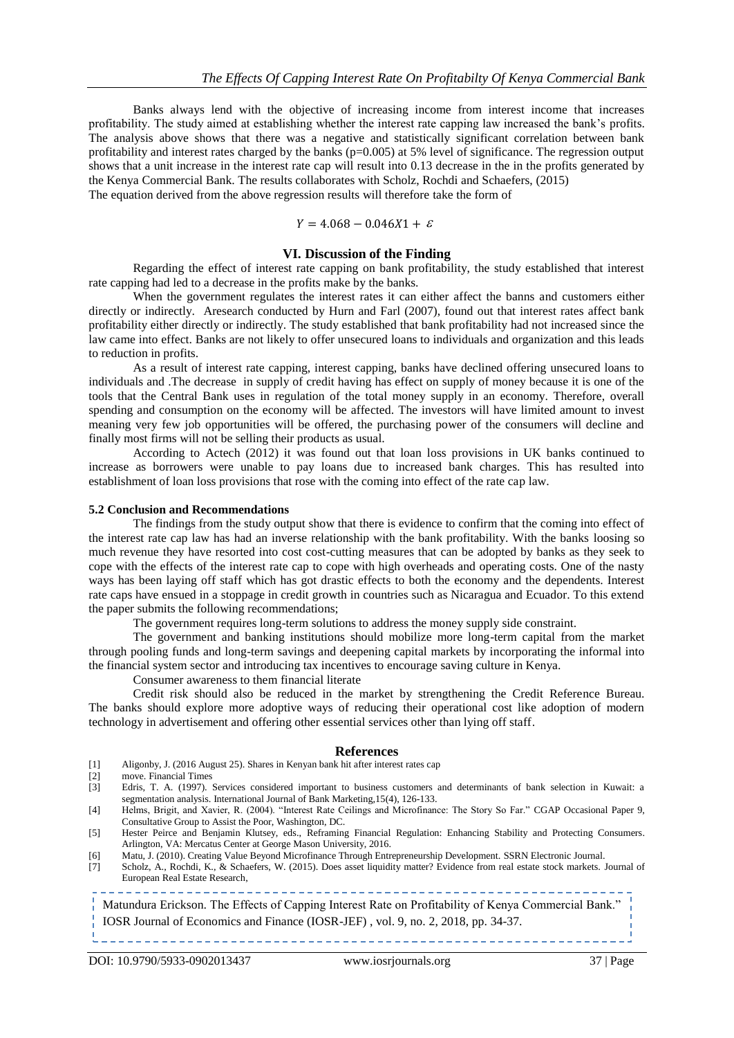Banks always lend with the objective of increasing income from interest income that increases profitability. The study aimed at establishing whether the interest rate capping law increased the bank's profits. The analysis above shows that there was a negative and statistically significant correlation between bank profitability and interest rates charged by the banks (p=0.005) at 5% level of significance. The regression output shows that a unit increase in the interest rate cap will result into 0.13 decrease in the in the profits generated by the Kenya Commercial Bank. The results collaborates with Scholz, Rochdi and Schaefers, (2015)

The equation derived from the above regression results will therefore take the form of

$$Y = 4.068 - 0.046X1 + \varepsilon$$

## VI. Discussion of the Finding

Regarding the effect of interest rate capping on bank profitability, the study established that interest rate capping had led to a decrease in the profits make by the banks.

When the government regulates the interest rates it can either affect the banns and customers either directly or indirectly. Aresearch conducted by Hurn and Farl (2007), found out that interest rates affect bank profitability either directly or indirectly. The study established that bank profitability had not increased since the law came into effect. Banks are not likely to offer unsecured loans to individuals and organization and this leads to reduction in profits.

As a result of interest rate capping, interest capping, banks have declined offering unsecured loans to individuals and .The decrease in supply of credit having has effect on supply of money because it is one of the tools that the Central Bank uses in regulation of the total money supply in an economy. Therefore, overall spending and consumption on the economy will be affected. The investors will have limited amount to invest meaning very few job opportunities will be offered, the purchasing power of the consumers will decline and finally most firms will not be selling their products as usual.

According to Actech (2012) it was found out that loan loss provisions in UK banks continued to increase as borrowers were unable to pay loans due to increased bank charges. This has resulted into establishment of loan loss provisions that rose with the coming into effect of the rate cap law.

### 5.2 Conclusion and Recommendations

The findings from the study output show that there is evidence to confirm that the coming into effect of the interest rate cap law has had an inverse relationship with the bank profitability. With the banks loosing so much revenue they have resorted into cost cost-cutting measures that can be adopted by banks as they seek to cope with the effects of the interest rate cap to cope with high overheads and operating costs. One of the nasty ways has been laying off staff which has got drastic effects to both the economy and the dependents. Interest rate caps have ensued in a stoppage in credit growth in countries such as Nicaragua and Ecuador. To this extend the paper submits the following recommendations;

The government requires long-term solutions to address the money supply side constraint.

The government and banking institutions should mobilize more long-term capital from the market through pooling funds and long-term savings and deepening capital markets by incorporating the informal into the financial system sector and introducing tax incentives to encourage saving culture in Kenya.

Consumer awareness to them financial literate

Credit risk should also be reduced in the market by strengthening the Credit Reference Bureau. The banks should explore more adoptive ways of reducing their operational cost like adoption of modern technology in advertisement and offering other essential services other than lying off staff.

## References

[1] Aligonby, J. (2016 August 25). Shares in Kenyan bank hit after interest rates cap

[2] move. Financial Times

[3] Edris, T. A. (1997). Services considered important to business customers and determinants of bank selection in Kuwait: a segmentation analysis. International Journal of Bank Marketing,15(4), 126-133.

[4] Helms, Brigit, and Xavier, R. (2004). "Interest Rate Ceilings and Microfinance: The Story So Far." CGAP Occasional Paper 9, Consultative Group to Assist the Poor, Washington, DC.

[5] Hester Peirce and Benjamin Klutsey, eds., Reframing Financial Regulation: Enhancing Stability and Protecting Consumers. Arlington, VA: Mercatus Center at George Mason University, 2016.

[6] Matu, J. (2010). Creating Value Beyond Microfinance Through Entrepreneurship Development. SSRN Electronic Journal.

[7] Scholz, A., Rochdi, K., & Schaefers, W. (2015). Does asset liquidity matter? Evidence from real estate stock markets. Journal of European Real Estate Research,

Matundura Erickson. The Effects of Capping Interest Rate on Profitability of Kenya Commercial Bank." IOSR Journal of Economics and Finance (IOSR-JEF) , vol. 9, no. 2, 2018, pp. 34-37.